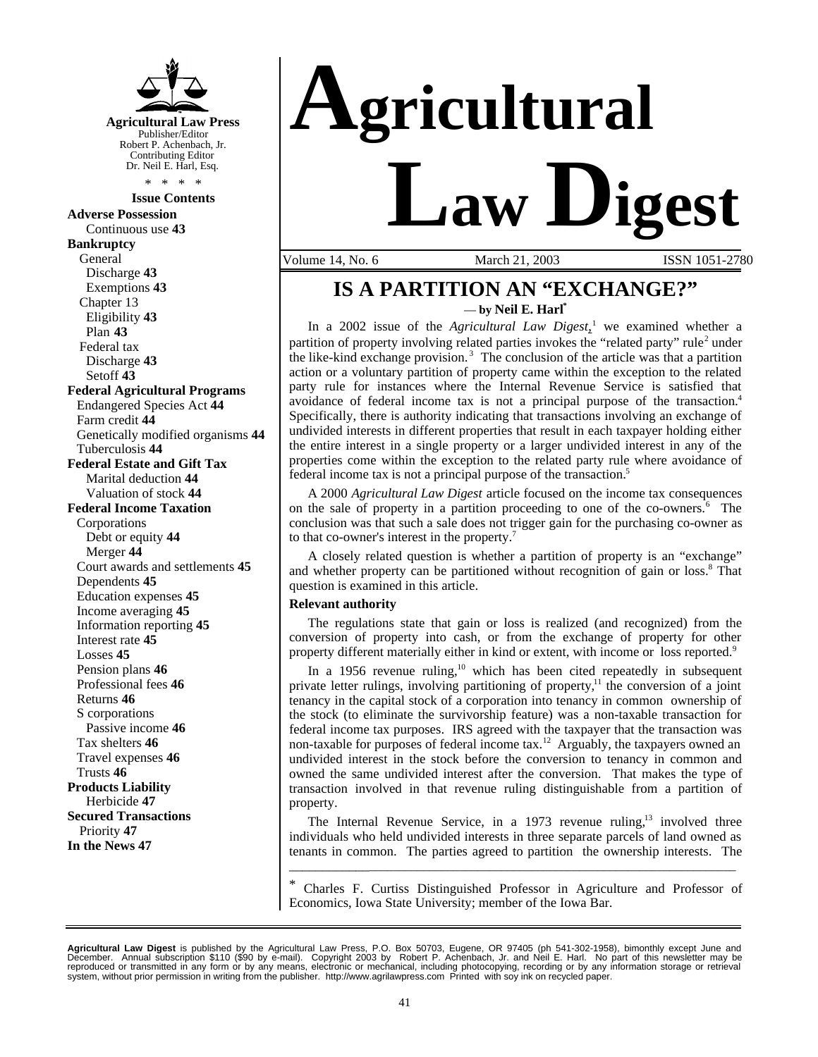# Agricultural Law Digest

**Agricultural Law Press**
Publisher/Editor
Robert P. Achenbach, Jr.
Contributing Editor
Dr. Neil E. Harl, Esq.

\* \* \* \*

**Issue Contents**

**Adverse Possession**
- Continuous use **43**

**Bankruptcy**
- General
  - Discharge **43**
  - Exemptions **43**
- Chapter 13
  - Eligibility **43**
  - Plan **43**
- Federal tax
  - Discharge **43**
  - Setoff **43**

**Federal Agricultural Programs**
- Endangered Species Act **44**
- Farm credit **44**
- Genetically modified organisms **44**
- Tuberculosis **44**

**Federal Estate and Gift Tax**
- Marital deduction **44**
- Valuation of stock **44**

**Federal Income Taxation**
- Corporations
  - Debt or equity **44**
  - Merger **44**
- Court awards and settlements **45**
- Dependents **45**
- Education expenses **45**
- Income averaging **45**
- Information reporting **45**
- Interest rate **45**
- Losses **45**
- Pension plans **46**
- Professional fees **46**
- Returns **46**
- S corporations
  - Passive income **46**
- Tax shelters **46**
- Travel expenses **46**
- Trusts **46**

**Products Liability**
- Herbicide **47**

**Secured Transactions**
- Priority **47**

**In the News 47**

Volume 14, No. 6 March 21, 2003 ISSN 1051-2780

## IS A PARTITION AN "EXCHANGE?"

— **by Neil E. Harl***

In a 2002 issue of the *Agricultural Law Digest*,[1] we examined whether a partition of property involving related parties invokes the "related party" rule[2] under the like-kind exchange provision.[3] The conclusion of the article was that a partition action or a voluntary partition of property came within the exception to the related party rule for instances where the Internal Revenue Service is satisfied that avoidance of federal income tax is not a principal purpose of the transaction.[4] Specifically, there is authority indicating that transactions involving an exchange of undivided interests in different properties that result in each taxpayer holding either the entire interest in a single property or a larger undivided interest in any of the properties come within the exception to the related party rule where avoidance of federal income tax is not a principal purpose of the transaction.[5]

A 2000 *Agricultural Law Digest* article focused on the income tax consequences on the sale of property in a partition proceeding to one of the co-owners.[6] The conclusion was that such a sale does not trigger gain for the purchasing co-owner as to that co-owner's interest in the property.[7]

A closely related question is whether a partition of property is an "exchange" and whether property can be partitioned without recognition of gain or loss.[8] That question is examined in this article.

**Relevant authority**

The regulations state that gain or loss is realized (and recognized) from the conversion of property into cash, or from the exchange of property for other property different materially either in kind or extent, with income or loss reported.[9]

In a 1956 revenue ruling,[10] which has been cited repeatedly in subsequent private letter rulings, involving partitioning of property,[11] the conversion of a joint tenancy in the capital stock of a corporation into tenancy in common ownership of the stock (to eliminate the survivorship feature) was a non-taxable transaction for federal income tax purposes. IRS agreed with the taxpayer that the transaction was non-taxable for purposes of federal income tax.[12] Arguably, the taxpayers owned an undivided interest in the stock before the conversion to tenancy in common and owned the same undivided interest after the conversion. That makes the type of transaction involved in that revenue ruling distinguishable from a partition of property.

The Internal Revenue Service, in a 1973 revenue ruling,[13] involved three individuals who held undivided interests in three separate parcels of land owned as tenants in common. The parties agreed to partition the ownership interests. The

---

\* Charles F. Curtiss Distinguished Professor in Agriculture and Professor of Economics, Iowa State University; member of the Iowa Bar.

**Agricultural Law Digest** is published by the Agricultural Law Press, P.O. Box 50703, Eugene, OR 97405 (ph 541-302-1958), bimonthly except June and December. Annual subscription $110 ($90 by e-mail). Copyright 2003 by Robert P. Achenbach, Jr. and Neil E. Harl. No part of this newsletter may be reproduced or transmitted in any form or by any means, electronic or mechanical, including photocopying, recording or by any information storage or retrieval system, without prior permission in writing from the publisher. http://www.agrilawpress.com Printed with soy ink on recycled paper.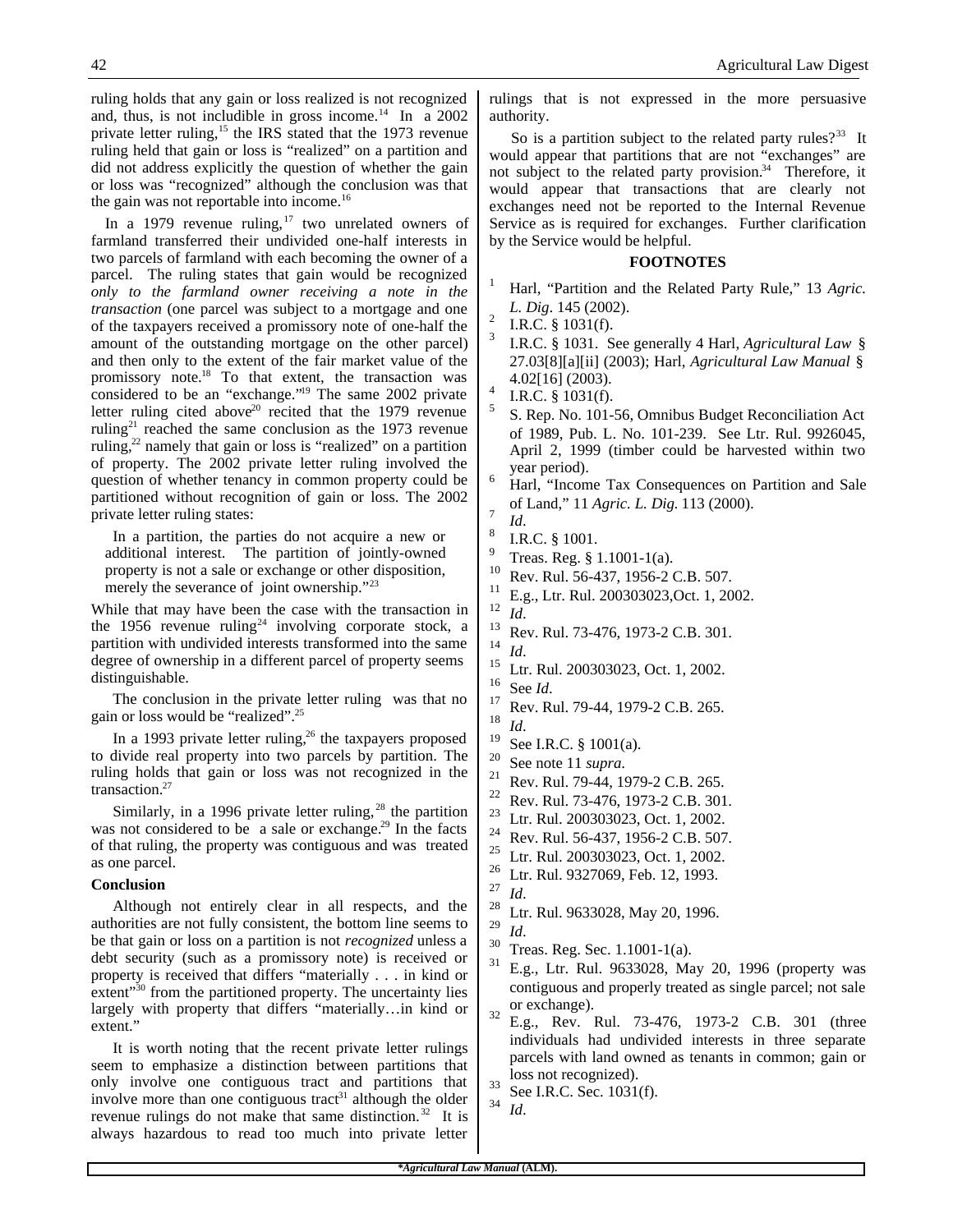ruling holds that any gain or loss realized is not recognized and, thus, is not includible in gross income.[14] In a 2002 private letter ruling,[15] the IRS stated that the 1973 revenue ruling held that gain or loss is "realized" on a partition and did not address explicitly the question of whether the gain or loss was "recognized" although the conclusion was that the gain was not reportable into income.[16]

In a 1979 revenue ruling,[17] two unrelated owners of farmland transferred their undivided one-half interests in two parcels of farmland with each becoming the owner of a parcel. The ruling states that gain would be recognized *only to the farmland owner receiving a note in the transaction* (one parcel was subject to a mortgage and one of the taxpayers received a promissory note of one-half the amount of the outstanding mortgage on the other parcel) and then only to the extent of the fair market value of the promissory note.[18] To that extent, the transaction was considered to be an "exchange."[19] The same 2002 private letter ruling cited above[20] recited that the 1979 revenue ruling[21] reached the same conclusion as the 1973 revenue ruling,[22] namely that gain or loss is "realized" on a partition of property. The 2002 private letter ruling involved the question of whether tenancy in common property could be partitioned without recognition of gain or loss. The 2002 private letter ruling states:

> In a partition, the parties do not acquire a new or additional interest. The partition of jointly-owned property is not a sale or exchange or other disposition, merely the severance of joint ownership."[23]

While that may have been the case with the transaction in the 1956 revenue ruling[24] involving corporate stock, a partition with undivided interests transformed into the same degree of ownership in a different parcel of property seems distinguishable.

The conclusion in the private letter ruling was that no gain or loss would be "realized".[25]

In a 1993 private letter ruling,[26] the taxpayers proposed to divide real property into two parcels by partition. The ruling holds that gain or loss was not recognized in the transaction.[27]

Similarly, in a 1996 private letter ruling,[28] the partition was not considered to be a sale or exchange.[29] In the facts of that ruling, the property was contiguous and was treated as one parcel.

**Conclusion**

Although not entirely clear in all respects, and the authorities are not fully consistent, the bottom line seems to be that gain or loss on a partition is not *recognized* unless a debt security (such as a promissory note) is received or property is received that differs "materially . . . in kind or extent"[30] from the partitioned property. The uncertainty lies largely with property that differs "materially…in kind or extent."

It is worth noting that the recent private letter rulings seem to emphasize a distinction between partitions that only involve one contiguous tract and partitions that involve more than one contiguous tract[31] although the older revenue rulings do not make that same distinction.[32] It is always hazardous to read too much into private letter rulings that is not expressed in the more persuasive authority.

So is a partition subject to the related party rules?[33] It would appear that partitions that are not "exchanges" are not subject to the related party provision.[34] Therefore, it would appear that transactions that are clearly not exchanges need not be reported to the Internal Revenue Service as is required for exchanges. Further clarification by the Service would be helpful.

**FOOTNOTES**

1. Harl, "Partition and the Related Party Rule," 13 *Agric. L. Dig*. 145 (2002).
2. I.R.C. § 1031(f).
3. I.R.C. § 1031. See generally 4 Harl, *Agricultural Law* § 27.03[8][a][ii] (2003); Harl, *Agricultural Law Manual* § 4.02[16] (2003).
4. I.R.C. § 1031(f).
5. S. Rep. No. 101-56, Omnibus Budget Reconciliation Act of 1989, Pub. L. No. 101-239. See Ltr. Rul. 9926045, April 2, 1999 (timber could be harvested within two year period).
6. Harl, "Income Tax Consequences on Partition and Sale of Land," 11 *Agric. L. Dig.* 113 (2000).
7. *Id*.
8. I.R.C. § 1001.
9. Treas. Reg. § 1.1001-1(a).
10. Rev. Rul. 56-437, 1956-2 C.B. 507.
11. E.g., Ltr. Rul. 200303023,Oct. 1, 2002.
12. *Id*.
13. Rev. Rul. 73-476, 1973-2 C.B. 301.
14. *Id*.
15. Ltr. Rul. 200303023, Oct. 1, 2002.
16. See *Id*.
17. Rev. Rul. 79-44, 1979-2 C.B. 265.
18. *Id*.
19. See I.R.C. § 1001(a).
20. See note 11 *supra.*
21. Rev. Rul. 79-44, 1979-2 C.B. 265.
22. Rev. Rul. 73-476, 1973-2 C.B. 301.
23. Ltr. Rul. 200303023, Oct. 1, 2002.
24. Rev. Rul. 56-437, 1956-2 C.B. 507.
25. Ltr. Rul. 200303023, Oct. 1, 2002.
26. Ltr. Rul. 9327069, Feb. 12, 1993.
27. *Id*.
28. Ltr. Rul. 9633028, May 20, 1996.
29. *Id*.
30. Treas. Reg. Sec. 1.1001-1(a).
31. E.g., Ltr. Rul. 9633028, May 20, 1996 (property was contiguous and properly treated as single parcel; not sale or exchange).
32. E.g., Rev. Rul. 73-476, 1973-2 C.B. 301 (three individuals had undivided interests in three separate parcels with land owned as tenants in common; gain or loss not recognized).
33. See I.R.C. Sec. 1031(f).
34. *Id*.

**Agricultural Law Manual* (ALM).